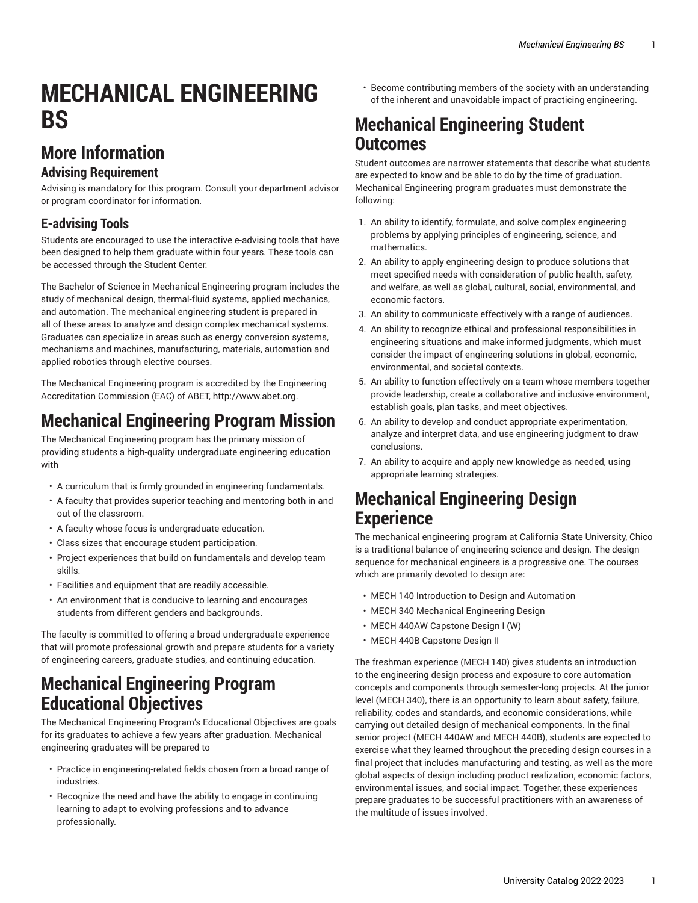# MECHANICAL ENGINEERING BS

## More Information

### Advising Requirement

Advising is mandatory for this program. Consult your department advisor or program coordinator for information.

### E-advising Tools

Students are encouraged to use the interactive e-advising tools that have been designed to help them graduate within four years. These tools can be accessed through the Student Center.

The Bachelor of Science in Mechanical Engineering program includes the study of mechanical design, thermal-fluid systems, applied mechanics, and automation. The mechanical engineering student is prepared in all of these areas to analyze and design complex mechanical systems. Graduates can specialize in areas such as energy conversion systems, mechanisms and machines, manufacturing, materials, automation and applied robotics through elective courses.

The Mechanical Engineering program is accredited by the Engineering Accreditation Commission (EAC) of ABET, http://www.abet.org.

# Mechanical Engineering Program Mission

The Mechanical Engineering program has the primary mission of providing students a high-quality undergraduate engineering education with

- A curriculum that is firmly grounded in engineering fundamentals.
- A faculty that provides superior teaching and mentoring both in and out of the classroom.
- A faculty whose focus is undergraduate education.
- Class sizes that encourage student participation.
- Project experiences that build on fundamentals and develop team skills.
- Facilities and equipment that are readily accessible.
- An environment that is conducive to learning and encourages students from different genders and backgrounds.

The faculty is committed to offering a broad undergraduate experience that will promote professional growth and prepare students for a variety of engineering careers, graduate studies, and continuing education.

# Mechanical Engineering Program Educational Objectives

The Mechanical Engineering Program's Educational Objectives are goals for its graduates to achieve a few years after graduation. Mechanical engineering graduates will be prepared to

- Practice in engineering-related fields chosen from a broad range of industries.
- Recognize the need and have the ability to engage in continuing learning to adapt to evolving professions and to advance professionally.
- Become contributing members of the society with an understanding of the inherent and unavoidable impact of practicing engineering.

# Mechanical Engineering Student Outcomes

Student outcomes are narrower statements that describe what students are expected to know and be able to do by the time of graduation. Mechanical Engineering program graduates must demonstrate the following:

1. An ability to identify, formulate, and solve complex engineering problems by applying principles of engineering, science, and mathematics.
2. An ability to apply engineering design to produce solutions that meet specified needs with consideration of public health, safety, and welfare, as well as global, cultural, social, environmental, and economic factors.
3. An ability to communicate effectively with a range of audiences.
4. An ability to recognize ethical and professional responsibilities in engineering situations and make informed judgments, which must consider the impact of engineering solutions in global, economic, environmental, and societal contexts.
5. An ability to function effectively on a team whose members together provide leadership, create a collaborative and inclusive environment, establish goals, plan tasks, and meet objectives.
6. An ability to develop and conduct appropriate experimentation, analyze and interpret data, and use engineering judgment to draw conclusions.
7. An ability to acquire and apply new knowledge as needed, using appropriate learning strategies.

# Mechanical Engineering Design Experience

The mechanical engineering program at California State University, Chico is a traditional balance of engineering science and design. The design sequence for mechanical engineers is a progressive one. The courses which are primarily devoted to design are:

- MECH 140 Introduction to Design and Automation
- MECH 340 Mechanical Engineering Design
- MECH 440AW Capstone Design I (W)
- MECH 440B Capstone Design II

The freshman experience (MECH 140) gives students an introduction to the engineering design process and exposure to core automation concepts and components through semester-long projects. At the junior level (MECH 340), there is an opportunity to learn about safety, failure, reliability, codes and standards, and economic considerations, while carrying out detailed design of mechanical components. In the final senior project (MECH 440AW and MECH 440B), students are expected to exercise what they learned throughout the preceding design courses in a final project that includes manufacturing and testing, as well as the more global aspects of design including product realization, economic factors, environmental issues, and social impact. Together, these experiences prepare graduates to be successful practitioners with an awareness of the multitude of issues involved.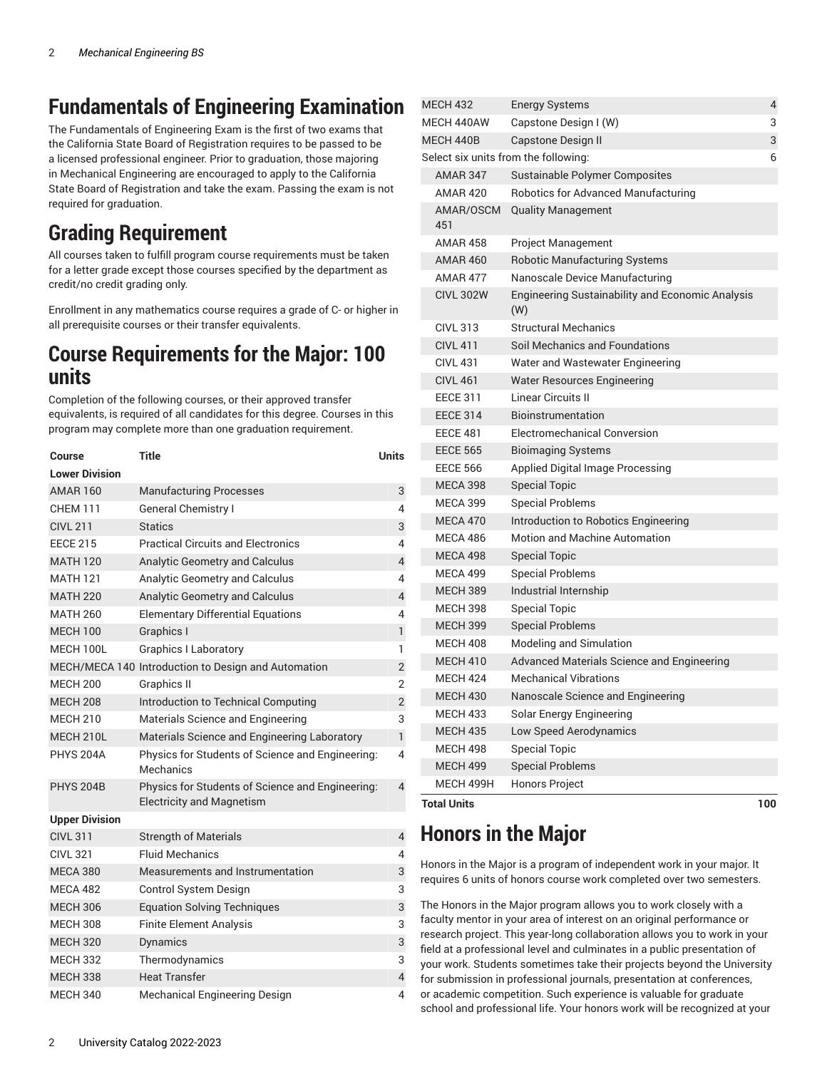# Fundamentals of Engineering Examination

The Fundamentals of Engineering Exam is the first of two exams that the California State Board of Registration requires to be passed to be a licensed professional engineer. Prior to graduation, those majoring in Mechanical Engineering are encouraged to apply to the California State Board of Registration and take the exam. Passing the exam is not required for graduation.

# Grading Requirement

All courses taken to fulfill program course requirements must be taken for a letter grade except those courses specified by the department as credit/no credit grading only.

Enrollment in any mathematics course requires a grade of C- or higher in all prerequisite courses or their transfer equivalents.

# Course Requirements for the Major: 100 units

Completion of the following courses, or their approved transfer equivalents, is required of all candidates for this degree. Courses in this program may complete more than one graduation requirement.

| Course | Title | Units |
|---|---|---|
| **Lower Division** | | |
| AMAR 160 | Manufacturing Processes | 3 |
| CHEM 111 | General Chemistry I | 4 |
| CIVL 211 | Statics | 3 |
| EECE 215 | Practical Circuits and Electronics | 4 |
| MATH 120 | Analytic Geometry and Calculus | 4 |
| MATH 121 | Analytic Geometry and Calculus | 4 |
| MATH 220 | Analytic Geometry and Calculus | 4 |
| MATH 260 | Elementary Differential Equations | 4 |
| MECH 100 | Graphics I | 1 |
| MECH 100L | Graphics I Laboratory | 1 |
| MECH/MECA 140 | Introduction to Design and Automation | 2 |
| MECH 200 | Graphics II | 2 |
| MECH 208 | Introduction to Technical Computing | 2 |
| MECH 210 | Materials Science and Engineering | 3 |
| MECH 210L | Materials Science and Engineering Laboratory | 1 |
| PHYS 204A | Physics for Students of Science and Engineering: Mechanics | 4 |
| PHYS 204B | Physics for Students of Science and Engineering: Electricity and Magnetism | 4 |
| **Upper Division** | | |
| CIVL 311 | Strength of Materials | 4 |
| CIVL 321 | Fluid Mechanics | 4 |
| MECA 380 | Measurements and Instrumentation | 3 |
| MECA 482 | Control System Design | 3 |
| MECH 306 | Equation Solving Techniques | 3 |
| MECH 308 | Finite Element Analysis | 3 |
| MECH 320 | Dynamics | 3 |
| MECH 332 | Thermodynamics | 3 |
| MECH 338 | Heat Transfer | 4 |
| MECH 340 | Mechanical Engineering Design | 4 |
| MECH 432 | Energy Systems | 4 |
| MECH 440AW | Capstone Design I (W) | 3 |
| MECH 440B | Capstone Design II | 3 |
| Select six units from the following: | | 6 |
| AMAR 347 | Sustainable Polymer Composites | |
| AMAR 420 | Robotics for Advanced Manufacturing | |
| AMAR/OSCM 451 | Quality Management | |
| AMAR 458 | Project Management | |
| AMAR 460 | Robotic Manufacturing Systems | |
| AMAR 477 | Nanoscale Device Manufacturing | |
| CIVL 302W | Engineering Sustainability and Economic Analysis (W) | |
| CIVL 313 | Structural Mechanics | |
| CIVL 411 | Soil Mechanics and Foundations | |
| CIVL 431 | Water and Wastewater Engineering | |
| CIVL 461 | Water Resources Engineering | |
| EECE 311 | Linear Circuits II | |
| EECE 314 | Bioinstrumentation | |
| EECE 481 | Electromechanical Conversion | |
| EECE 565 | Bioimaging Systems | |
| EECE 566 | Applied Digital Image Processing | |
| MECA 398 | Special Topic | |
| MECA 399 | Special Problems | |
| MECA 470 | Introduction to Robotics Engineering | |
| MECA 486 | Motion and Machine Automation | |
| MECA 498 | Special Topic | |
| MECA 499 | Special Problems | |
| MECH 389 | Industrial Internship | |
| MECH 398 | Special Topic | |
| MECH 399 | Special Problems | |
| MECH 408 | Modeling and Simulation | |
| MECH 410 | Advanced Materials Science and Engineering | |
| MECH 424 | Mechanical Vibrations | |
| MECH 430 | Nanoscale Science and Engineering | |
| MECH 433 | Solar Energy Engineering | |
| MECH 435 | Low Speed Aerodynamics | |
| MECH 498 | Special Topic | |
| MECH 499 | Special Problems | |
| MECH 499H | Honors Project | |
| **Total Units** | | **100** |

# Honors in the Major

Honors in the Major is a program of independent work in your major. It requires 6 units of honors course work completed over two semesters.

The Honors in the Major program allows you to work closely with a faculty mentor in your area of interest on an original performance or research project. This year-long collaboration allows you to work in your field at a professional level and culminates in a public presentation of your work. Students sometimes take their projects beyond the University for submission in professional journals, presentation at conferences, or academic competition. Such experience is valuable for graduate school and professional life. Your honors work will be recognized at your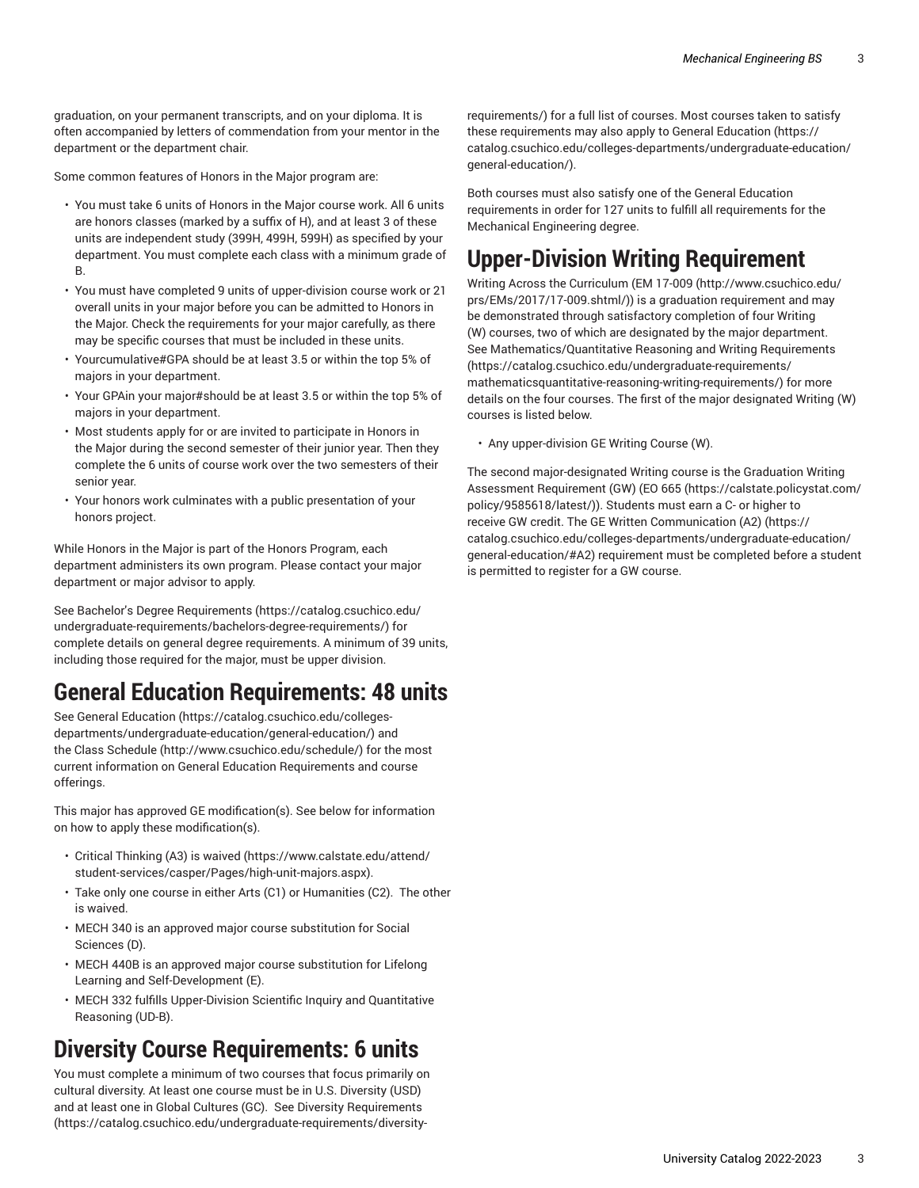graduation, on your permanent transcripts, and on your diploma. It is often accompanied by letters of commendation from your mentor in the department or the department chair.

Some common features of Honors in the Major program are:

- You must take 6 units of Honors in the Major course work. All 6 units are honors classes (marked by a suffix of H), and at least 3 of these units are independent study (399H, 499H, 599H) as specified by your department. You must complete each class with a minimum grade of B.
- You must have completed 9 units of upper-division course work or 21 overall units in your major before you can be admitted to Honors in the Major. Check the requirements for your major carefully, as there may be specific courses that must be included in these units.
- Yourcumulative#GPA should be at least 3.5 or within the top 5% of majors in your department.
- Your GPAin your major#should be at least 3.5 or within the top 5% of majors in your department.
- Most students apply for or are invited to participate in Honors in the Major during the second semester of their junior year. Then they complete the 6 units of course work over the two semesters of their senior year.
- Your honors work culminates with a public presentation of your honors project.

While Honors in the Major is part of the Honors Program, each department administers its own program. Please contact your major department or major advisor to apply.

See Bachelor's Degree Requirements (https://catalog.csuchico.edu/undergraduate-requirements/bachelors-degree-requirements/) for complete details on general degree requirements. A minimum of 39 units, including those required for the major, must be upper division.

# General Education Requirements: 48 units

See General Education (https://catalog.csuchico.edu/colleges-departments/undergraduate-education/general-education/) and the Class Schedule (http://www.csuchico.edu/schedule/) for the most current information on General Education Requirements and course offerings.

This major has approved GE modification(s). See below for information on how to apply these modification(s).

- Critical Thinking (A3) is waived (https://www.calstate.edu/attend/student-services/casper/Pages/high-unit-majors.aspx).
- Take only one course in either Arts (C1) or Humanities (C2). The other is waived.
- MECH 340 is an approved major course substitution for Social Sciences (D).
- MECH 440B is an approved major course substitution for Lifelong Learning and Self-Development (E).
- MECH 332 fulfills Upper-Division Scientific Inquiry and Quantitative Reasoning (UD-B).

# Diversity Course Requirements: 6 units

You must complete a minimum of two courses that focus primarily on cultural diversity. At least one course must be in U.S. Diversity (USD) and at least one in Global Cultures (GC). See Diversity Requirements (https://catalog.csuchico.edu/undergraduate-requirements/diversity-requirements/) for a full list of courses. Most courses taken to satisfy these requirements may also apply to General Education (https://catalog.csuchico.edu/colleges-departments/undergraduate-education/general-education/).

Both courses must also satisfy one of the General Education requirements in order for 127 units to fulfill all requirements for the Mechanical Engineering degree.

# Upper-Division Writing Requirement

Writing Across the Curriculum (EM 17-009 (http://www.csuchico.edu/prs/EMs/2017/17-009.shtml/)) is a graduation requirement and may be demonstrated through satisfactory completion of four Writing (W) courses, two of which are designated by the major department. See Mathematics/Quantitative Reasoning and Writing Requirements (https://catalog.csuchico.edu/undergraduate-requirements/mathematicsquantitative-reasoning-writing-requirements/) for more details on the four courses. The first of the major designated Writing (W) courses is listed below.

- Any upper-division GE Writing Course (W).

The second major-designated Writing course is the Graduation Writing Assessment Requirement (GW) (EO 665 (https://calstate.policystat.com/policy/9585618/latest/)). Students must earn a C- or higher to receive GW credit. The GE Written Communication (A2) (https://catalog.csuchico.edu/colleges-departments/undergraduate-education/general-education/#A2) requirement must be completed before a student is permitted to register for a GW course.